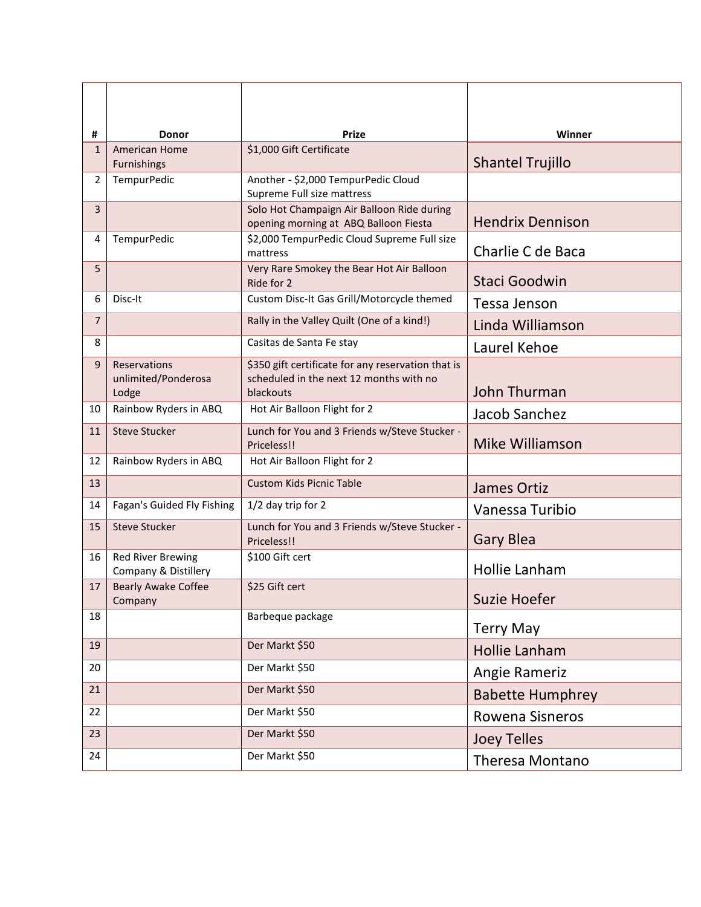| # | Donor | Prize | Winner |
| --- | --- | --- | --- |
| 1 | American Home Furnishings | $1,000 Gift Certificate | Shantel Trujillo |
| 2 | TempurPedic | Another - $2,000 TempurPedic Cloud Supreme Full size mattress | |
| 3 | | Solo Hot Champaign Air Balloon Ride during opening morning at ABQ Balloon Fiesta | Hendrix Dennison |
| 4 | TempurPedic | $2,000 TempurPedic Cloud Supreme Full size mattress | Charlie C de Baca |
| 5 | | Very Rare Smokey the Bear Hot Air Balloon Ride for 2 | Staci Goodwin |
| 6 | Disc-It | Custom Disc-It Gas Grill/Motorcycle themed | Tessa Jenson |
| 7 | | Rally in the Valley Quilt (One of a kind!) | Linda Williamson |
| 8 | | Casitas de Santa Fe stay | Laurel Kehoe |
| 9 | Reservations unlimited/Ponderosa Lodge | $350 gift certificate for any reservation that is scheduled in the next 12 months with no blackouts | John Thurman |
| 10 | Rainbow Ryders in ABQ | Hot Air Balloon Flight for 2 | Jacob Sanchez |
| 11 | Steve Stucker | Lunch for You and 3 Friends w/Steve Stucker - Priceless!! | Mike Williamson |
| 12 | Rainbow Ryders in ABQ | Hot Air Balloon Flight for 2 | |
| 13 | | Custom Kids Picnic Table | James Ortiz |
| 14 | Fagan's Guided Fly Fishing | 1/2 day trip for 2 | Vanessa Turibio |
| 15 | Steve Stucker | Lunch for You and 3 Friends w/Steve Stucker - Priceless!! | Gary Blea |
| 16 | Red River Brewing Company & Distillery | $100 Gift cert | Hollie Lanham |
| 17 | Bearly Awake Coffee Company | $25 Gift cert | Suzie Hoefer |
| 18 | | Barbeque package | Terry May |
| 19 | | Der Markt $50 | Hollie Lanham |
| 20 | | Der Markt $50 | Angie Rameriz |
| 21 | | Der Markt $50 | Babette Humphrey |
| 22 | | Der Markt $50 | Rowena Sisneros |
| 23 | | Der Markt $50 | Joey Telles |
| 24 | | Der Markt $50 | Theresa Montano |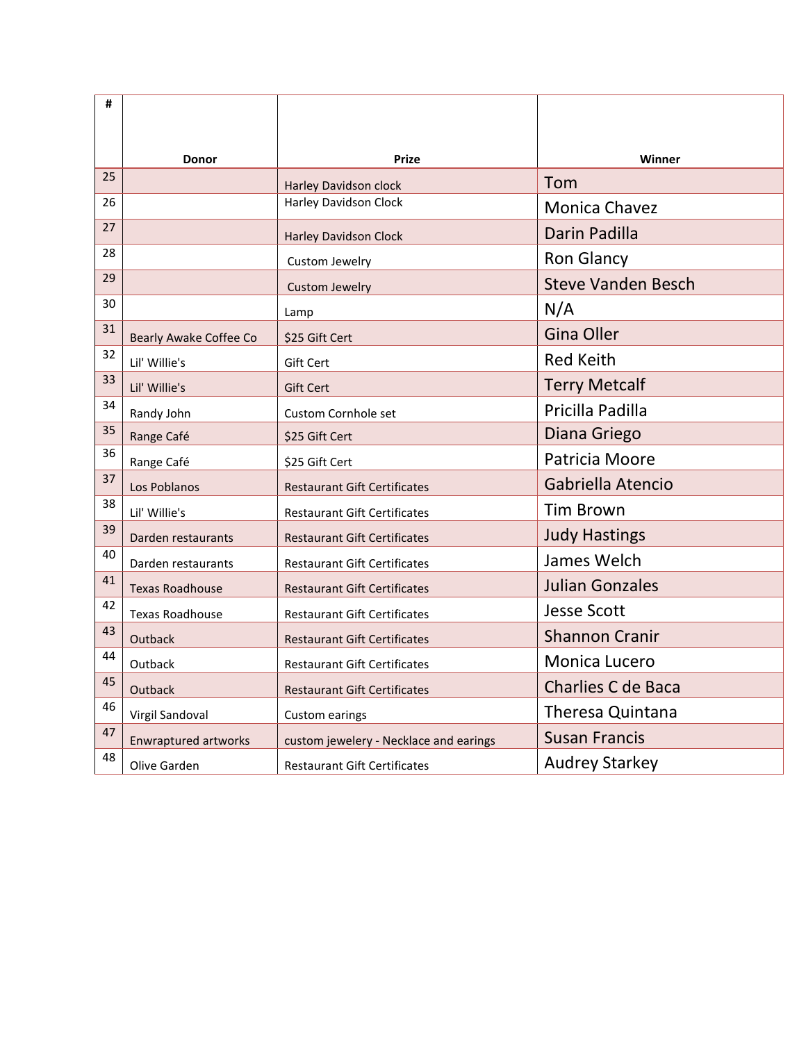| # | Donor | Prize | Winner |
|---|---|---|---|
| 25 | | Harley Davidson clock | Tom |
| 26 | | Harley Davidson Clock | Monica Chavez |
| 27 | | Harley Davidson Clock | Darin Padilla |
| 28 | | Custom Jewelry | Ron Glancy |
| 29 | | Custom Jewelry | Steve Vanden Besch |
| 30 | | Lamp | N/A |
| 31 | Bearly Awake Coffee Co | $25 Gift Cert | Gina Oller |
| 32 | Lil' Willie's | Gift Cert | Red Keith |
| 33 | Lil' Willie's | Gift Cert | Terry Metcalf |
| 34 | Randy John | Custom Cornhole set | Pricilla Padilla |
| 35 | Range Café | $25 Gift Cert | Diana Griego |
| 36 | Range Café | $25 Gift Cert | Patricia Moore |
| 37 | Los Poblanos | Restaurant Gift Certificates | Gabriella Atencio |
| 38 | Lil' Willie's | Restaurant Gift Certificates | Tim Brown |
| 39 | Darden restaurants | Restaurant Gift Certificates | Judy Hastings |
| 40 | Darden restaurants | Restaurant Gift Certificates | James Welch |
| 41 | Texas Roadhouse | Restaurant Gift Certificates | Julian Gonzales |
| 42 | Texas Roadhouse | Restaurant Gift Certificates | Jesse Scott |
| 43 | Outback | Restaurant Gift Certificates | Shannon Cranir |
| 44 | Outback | Restaurant Gift Certificates | Monica Lucero |
| 45 | Outback | Restaurant Gift Certificates | Charlies C de Baca |
| 46 | Virgil Sandoval | Custom earings | Theresa Quintana |
| 47 | Enwraptured artworks | custom jewelery - Necklace and earings | Susan Francis |
| 48 | Olive Garden | Restaurant Gift Certificates | Audrey Starkey |